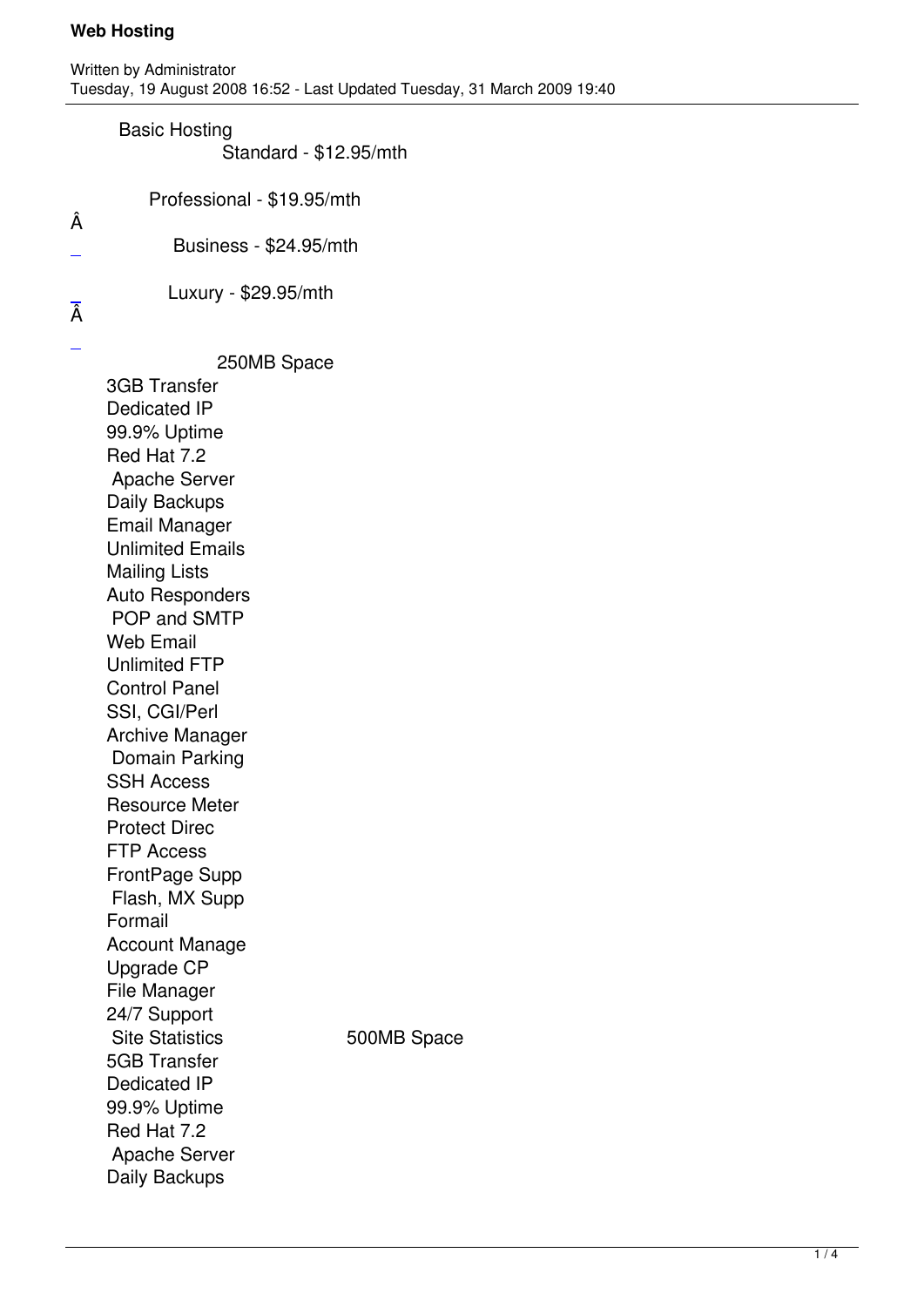# Web Hosting

Written by Administrator
Tuesday, 19 August 2008 16:52 - Last Updated Tuesday, 31 March 2009 19:40

Basic Hosting

Standard - $12.95/mth

Professional - $19.95/mth

Â

Business - $24.95/mth

Luxury - $29.95/mth

Â

250MB Space
3GB Transfer
Dedicated IP
99.9% Uptime
Red Hat 7.2
Apache Server
Daily Backups
Email Manager
Unlimited Emails
Mailing Lists
Auto Responders
POP and SMTP
Web Email
Unlimited FTP
Control Panel
SSI, CGI/Perl
Archive Manager
Domain Parking
SSH Access
Resource Meter
Protect Direc
FTP Access
FrontPage Supp
Flash, MX Supp
Formail
Account Manage
Upgrade CP
File Manager
24/7 Support
Site Statistics

500MB Space
5GB Transfer
Dedicated IP
99.9% Uptime
Red Hat 7.2
Apache Server
Daily Backups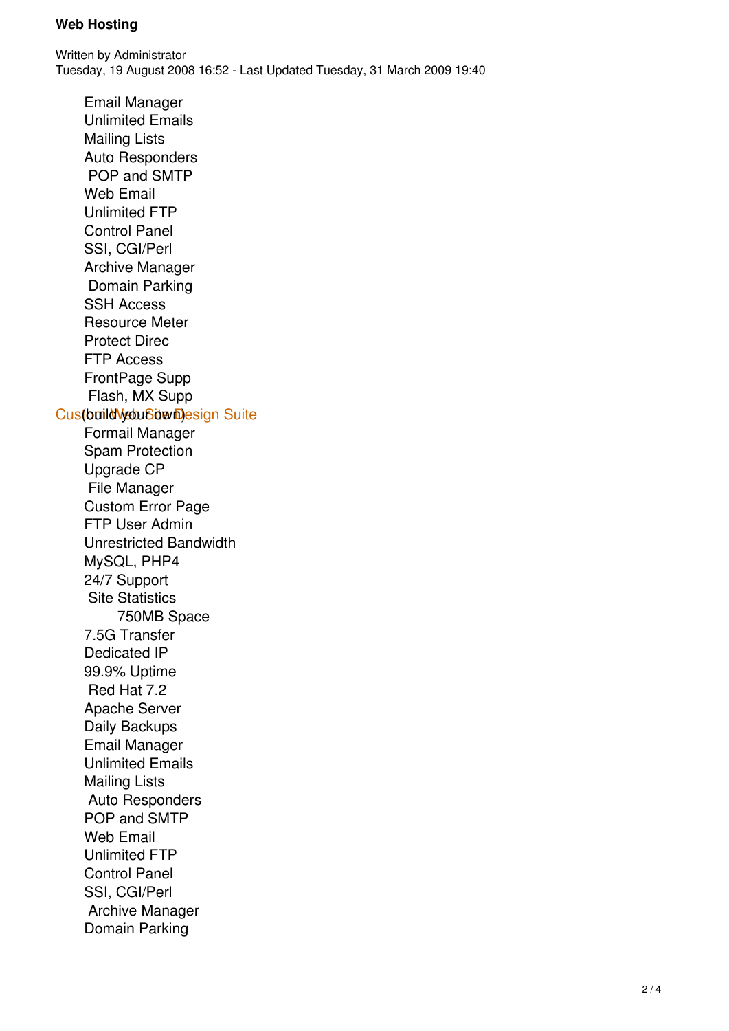Email Manager
Unlimited Emails
Mailing Lists
Auto Responders
POP and SMTP
Web Email
Unlimited FTP
Control Panel
SSI, CGI/Perl
Archive Manager
Domain Parking
SSH Access
Resource Meter
Protect Direc
FTP Access
FrontPage Supp
Flash, MX Supp
Custom Web Site Design Suite (build your own)
Formail Manager
Spam Protection
Upgrade CP
File Manager
Custom Error Page
FTP User Admin
Unrestricted Bandwidth
MySQL, PHP4
24/7 Support
Site Statistics
750MB Space
7.5G Transfer
Dedicated IP
99.9% Uptime
Red Hat 7.2
Apache Server
Daily Backups
Email Manager
Unlimited Emails
Mailing Lists
Auto Responders
POP and SMTP
Web Email
Unlimited FTP
Control Panel
SSI, CGI/Perl
Archive Manager
Domain Parking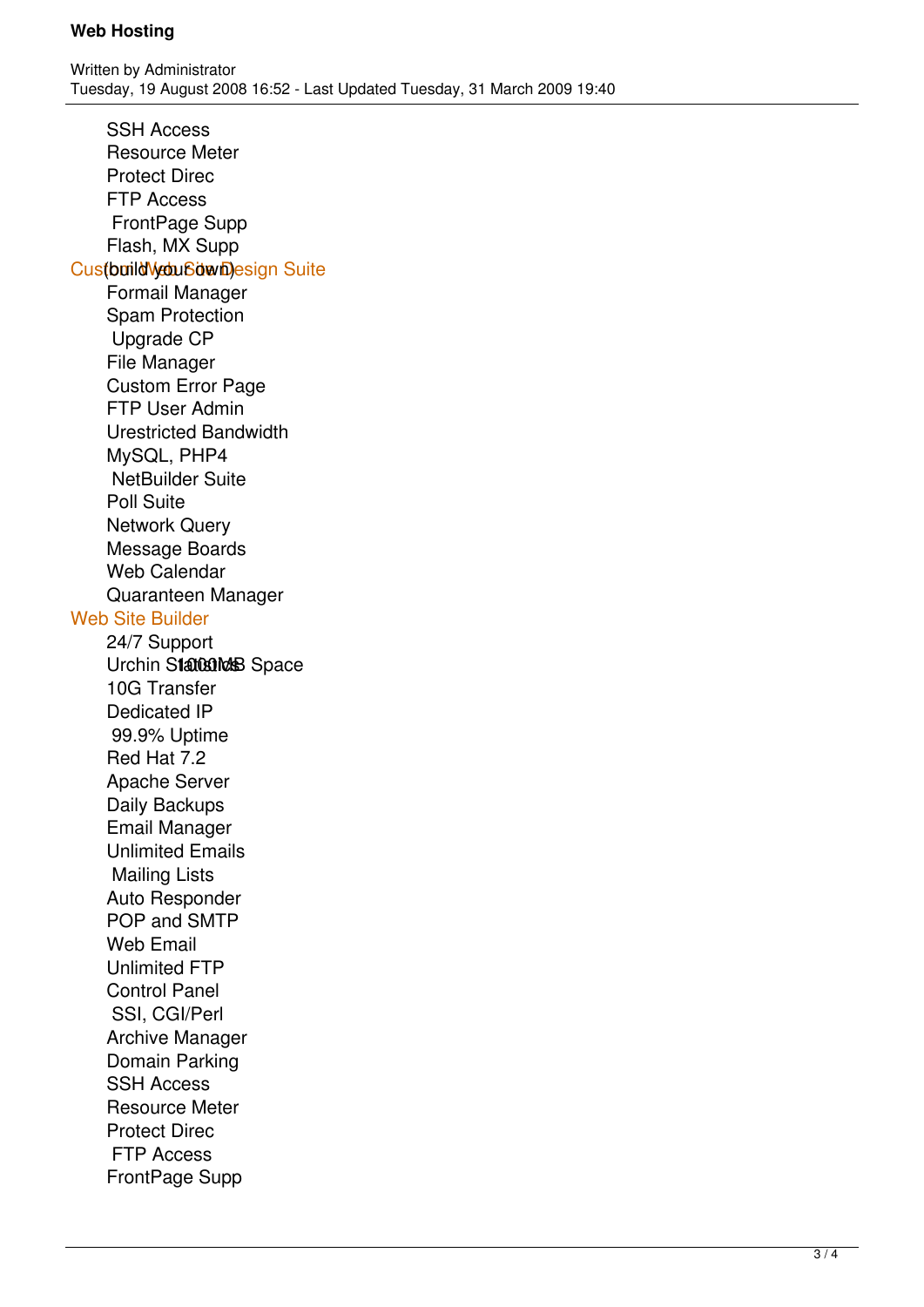SSH Access
Resource Meter
Protect Direc
FTP Access
FrontPage Supp
Flash, MX Supp

Custom Web Site Design Suite (build your own)

Formail Manager
Spam Protection
Upgrade CP
File Manager
Custom Error Page
FTP User Admin
Urestricted Bandwidth
MySQL, PHP4
NetBuilder Suite
Poll Suite
Network Query
Message Boards
Web Calendar
Quaranteen Manager

Web Site Builder

24/7 Support
Urchin Statistics 1000MB Space
10G Transfer
Dedicated IP
99.9% Uptime
Red Hat 7.2
Apache Server
Daily Backups
Email Manager
Unlimited Emails
Mailing Lists
Auto Responder
POP and SMTP
Web Email
Unlimited FTP
Control Panel
SSI, CGI/Perl
Archive Manager
Domain Parking
SSH Access
Resource Meter
Protect Direc
FTP Access
FrontPage Supp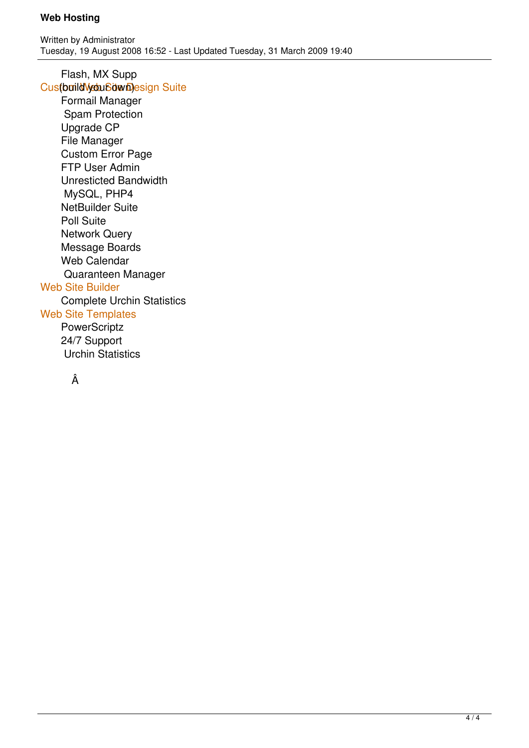Flash, MX Supp

Custom Web Site Design Suite (build your own)

Formail Manager

Spam Protection

Upgrade CP

File Manager

Custom Error Page

FTP User Admin

Unresticted Bandwidth

MySQL, PHP4

NetBuilder Suite

Poll Suite

Network Query

Message Boards

Web Calendar

Quaranteen Manager

Web Site Builder

Complete Urchin Statistics

Web Site Templates

PowerScriptz

24/7 Support

Urchin Statistics

Â